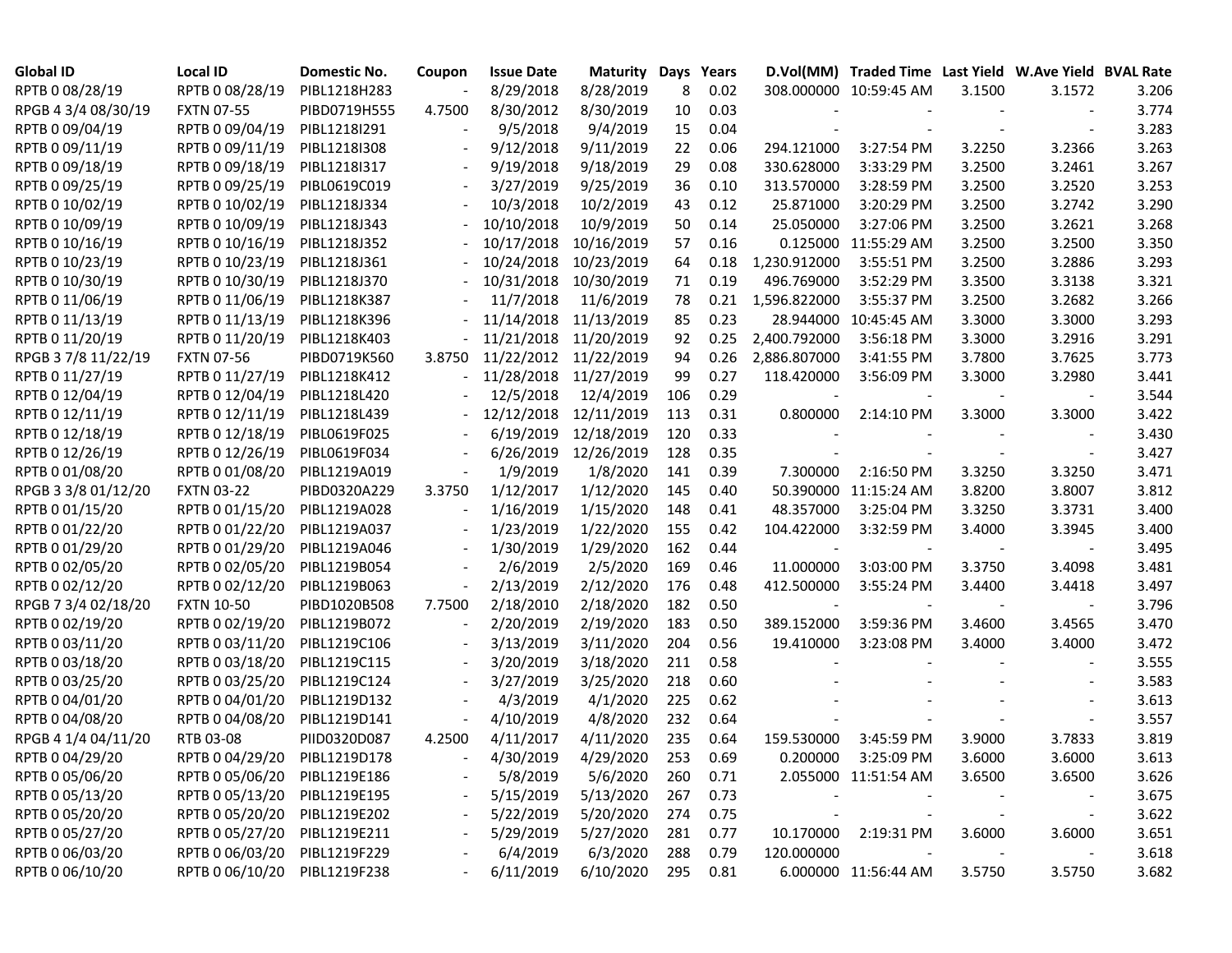| Global ID | Local ID | Domestic No. | Coupon | Issue Date | Maturity | Days | Years | D.Vol(MM) | Traded Time | Last Yield | W.Ave Yield | BVAL Rate |
|---|---|---|---|---|---|---|---|---|---|---|---|---|
| RPTB 0 08/28/19 | RPTB 0 08/28/19 | PIBL1218H283 | - | 8/29/2018 | 8/28/2019 | 8 | 0.02 | 308.000000 | 10:59:45 AM | 3.1500 | 3.1572 | 3.206 |
| RPGB 4 3/4 08/30/19 | FXTN 07-55 | PIBD0719H555 | 4.7500 | 8/30/2012 | 8/30/2019 | 10 | 0.03 | - | - | - | - | 3.774 |
| RPTB 0 09/04/19 | RPTB 0 09/04/19 | PIBL1218I291 | - | 9/5/2018 | 9/4/2019 | 15 | 0.04 | - | - | - | - | 3.283 |
| RPTB 0 09/11/19 | RPTB 0 09/11/19 | PIBL1218I308 | - | 9/12/2018 | 9/11/2019 | 22 | 0.06 | 294.121000 | 3:27:54 PM | 3.2250 | 3.2366 | 3.263 |
| RPTB 0 09/18/19 | RPTB 0 09/18/19 | PIBL1218I317 | - | 9/19/2018 | 9/18/2019 | 29 | 0.08 | 330.628000 | 3:33:29 PM | 3.2500 | 3.2461 | 3.267 |
| RPTB 0 09/25/19 | RPTB 0 09/25/19 | PIBL0619C019 | - | 3/27/2019 | 9/25/2019 | 36 | 0.10 | 313.570000 | 3:28:59 PM | 3.2500 | 3.2520 | 3.253 |
| RPTB 0 10/02/19 | RPTB 0 10/02/19 | PIBL1218J334 | - | 10/3/2018 | 10/2/2019 | 43 | 0.12 | 25.871000 | 3:20:29 PM | 3.2500 | 3.2742 | 3.290 |
| RPTB 0 10/09/19 | RPTB 0 10/09/19 | PIBL1218J343 | - | 10/10/2018 | 10/9/2019 | 50 | 0.14 | 25.050000 | 3:27:06 PM | 3.2500 | 3.2621 | 3.268 |
| RPTB 0 10/16/19 | RPTB 0 10/16/19 | PIBL1218J352 | - | 10/17/2018 | 10/16/2019 | 57 | 0.16 | 0.125000 | 11:55:29 AM | 3.2500 | 3.2500 | 3.350 |
| RPTB 0 10/23/19 | RPTB 0 10/23/19 | PIBL1218J361 | - | 10/24/2018 | 10/23/2019 | 64 | 0.18 | 1,230.912000 | 3:55:51 PM | 3.2500 | 3.2886 | 3.293 |
| RPTB 0 10/30/19 | RPTB 0 10/30/19 | PIBL1218J370 | - | 10/31/2018 | 10/30/2019 | 71 | 0.19 | 496.769000 | 3:52:29 PM | 3.3500 | 3.3138 | 3.321 |
| RPTB 0 11/06/19 | RPTB 0 11/06/19 | PIBL1218K387 | - | 11/7/2018 | 11/6/2019 | 78 | 0.21 | 1,596.822000 | 3:55:37 PM | 3.2500 | 3.2682 | 3.266 |
| RPTB 0 11/13/19 | RPTB 0 11/13/19 | PIBL1218K396 | - | 11/14/2018 | 11/13/2019 | 85 | 0.23 | 28.944000 | 10:45:45 AM | 3.3000 | 3.3000 | 3.293 |
| RPTB 0 11/20/19 | RPTB 0 11/20/19 | PIBL1218K403 | - | 11/21/2018 | 11/20/2019 | 92 | 0.25 | 2,400.792000 | 3:56:18 PM | 3.3000 | 3.2916 | 3.291 |
| RPGB 3 7/8 11/22/19 | FXTN 07-56 | PIBD0719K560 | 3.8750 | 11/22/2012 | 11/22/2019 | 94 | 0.26 | 2,886.807000 | 3:41:55 PM | 3.7800 | 3.7625 | 3.773 |
| RPTB 0 11/27/19 | RPTB 0 11/27/19 | PIBL1218K412 | - | 11/28/2018 | 11/27/2019 | 99 | 0.27 | 118.420000 | 3:56:09 PM | 3.3000 | 3.2980 | 3.441 |
| RPTB 0 12/04/19 | RPTB 0 12/04/19 | PIBL1218L420 | - | 12/5/2018 | 12/4/2019 | 106 | 0.29 | - | - | - | - | 3.544 |
| RPTB 0 12/11/19 | RPTB 0 12/11/19 | PIBL1218L439 | - | 12/12/2018 | 12/11/2019 | 113 | 0.31 | 0.800000 | 2:14:10 PM | 3.3000 | 3.3000 | 3.422 |
| RPTB 0 12/18/19 | RPTB 0 12/18/19 | PIBL0619F025 | - | 6/19/2019 | 12/18/2019 | 120 | 0.33 | - | - | - | - | 3.430 |
| RPTB 0 12/26/19 | RPTB 0 12/26/19 | PIBL0619F034 | - | 6/26/2019 | 12/26/2019 | 128 | 0.35 | - | - | - | - | 3.427 |
| RPTB 0 01/08/20 | RPTB 0 01/08/20 | PIBL1219A019 | - | 1/9/2019 | 1/8/2020 | 141 | 0.39 | 7.300000 | 2:16:50 PM | 3.3250 | 3.3250 | 3.471 |
| RPGB 3 3/8 01/12/20 | FXTN 03-22 | PIBD0320A229 | 3.3750 | 1/12/2017 | 1/12/2020 | 145 | 0.40 | 50.390000 | 11:15:24 AM | 3.8200 | 3.8007 | 3.812 |
| RPTB 0 01/15/20 | RPTB 0 01/15/20 | PIBL1219A028 | - | 1/16/2019 | 1/15/2020 | 148 | 0.41 | 48.357000 | 3:25:04 PM | 3.3250 | 3.3731 | 3.400 |
| RPTB 0 01/22/20 | RPTB 0 01/22/20 | PIBL1219A037 | - | 1/23/2019 | 1/22/2020 | 155 | 0.42 | 104.422000 | 3:32:59 PM | 3.4000 | 3.3945 | 3.400 |
| RPTB 0 01/29/20 | RPTB 0 01/29/20 | PIBL1219A046 | - | 1/30/2019 | 1/29/2020 | 162 | 0.44 | - | - | - | - | 3.495 |
| RPTB 0 02/05/20 | RPTB 0 02/05/20 | PIBL1219B054 | - | 2/6/2019 | 2/5/2020 | 169 | 0.46 | 11.000000 | 3:03:00 PM | 3.3750 | 3.4098 | 3.481 |
| RPTB 0 02/12/20 | RPTB 0 02/12/20 | PIBL1219B063 | - | 2/13/2019 | 2/12/2020 | 176 | 0.48 | 412.500000 | 3:55:24 PM | 3.4400 | 3.4418 | 3.497 |
| RPGB 7 3/4 02/18/20 | FXTN 10-50 | PIBD1020B508 | 7.7500 | 2/18/2010 | 2/18/2020 | 182 | 0.50 | - | - | - | - | 3.796 |
| RPTB 0 02/19/20 | RPTB 0 02/19/20 | PIBL1219B072 | - | 2/20/2019 | 2/19/2020 | 183 | 0.50 | 389.152000 | 3:59:36 PM | 3.4600 | 3.4565 | 3.470 |
| RPTB 0 03/11/20 | RPTB 0 03/11/20 | PIBL1219C106 | - | 3/13/2019 | 3/11/2020 | 204 | 0.56 | 19.410000 | 3:23:08 PM | 3.4000 | 3.4000 | 3.472 |
| RPTB 0 03/18/20 | RPTB 0 03/18/20 | PIBL1219C115 | - | 3/20/2019 | 3/18/2020 | 211 | 0.58 | - | - | - | - | 3.555 |
| RPTB 0 03/25/20 | RPTB 0 03/25/20 | PIBL1219C124 | - | 3/27/2019 | 3/25/2020 | 218 | 0.60 | - | - | - | - | 3.583 |
| RPTB 0 04/01/20 | RPTB 0 04/01/20 | PIBL1219D132 | - | 4/3/2019 | 4/1/2020 | 225 | 0.62 | - | - | - | - | 3.613 |
| RPTB 0 04/08/20 | RPTB 0 04/08/20 | PIBL1219D141 | - | 4/10/2019 | 4/8/2020 | 232 | 0.64 | - | - | - | - | 3.557 |
| RPGB 4 1/4 04/11/20 | RTB 03-08 | PIID0320D087 | 4.2500 | 4/11/2017 | 4/11/2020 | 235 | 0.64 | 159.530000 | 3:45:59 PM | 3.9000 | 3.7833 | 3.819 |
| RPTB 0 04/29/20 | RPTB 0 04/29/20 | PIBL1219D178 | - | 4/30/2019 | 4/29/2020 | 253 | 0.69 | 0.200000 | 3:25:09 PM | 3.6000 | 3.6000 | 3.613 |
| RPTB 0 05/06/20 | RPTB 0 05/06/20 | PIBL1219E186 | - | 5/8/2019 | 5/6/2020 | 260 | 0.71 | 2.055000 | 11:51:54 AM | 3.6500 | 3.6500 | 3.626 |
| RPTB 0 05/13/20 | RPTB 0 05/13/20 | PIBL1219E195 | - | 5/15/2019 | 5/13/2020 | 267 | 0.73 | - | - | - | - | 3.675 |
| RPTB 0 05/20/20 | RPTB 0 05/20/20 | PIBL1219E202 | - | 5/22/2019 | 5/20/2020 | 274 | 0.75 | - | - | - | - | 3.622 |
| RPTB 0 05/27/20 | RPTB 0 05/27/20 | PIBL1219E211 | - | 5/29/2019 | 5/27/2020 | 281 | 0.77 | 10.170000 | 2:19:31 PM | 3.6000 | 3.6000 | 3.651 |
| RPTB 0 06/03/20 | RPTB 0 06/03/20 | PIBL1219F229 | - | 6/4/2019 | 6/3/2020 | 288 | 0.79 | 120.000000 | - | - | - | 3.618 |
| RPTB 0 06/10/20 | RPTB 0 06/10/20 | PIBL1219F238 | - | 6/11/2019 | 6/10/2020 | 295 | 0.81 | 6.000000 | 11:56:44 AM | 3.5750 | 3.5750 | 3.682 |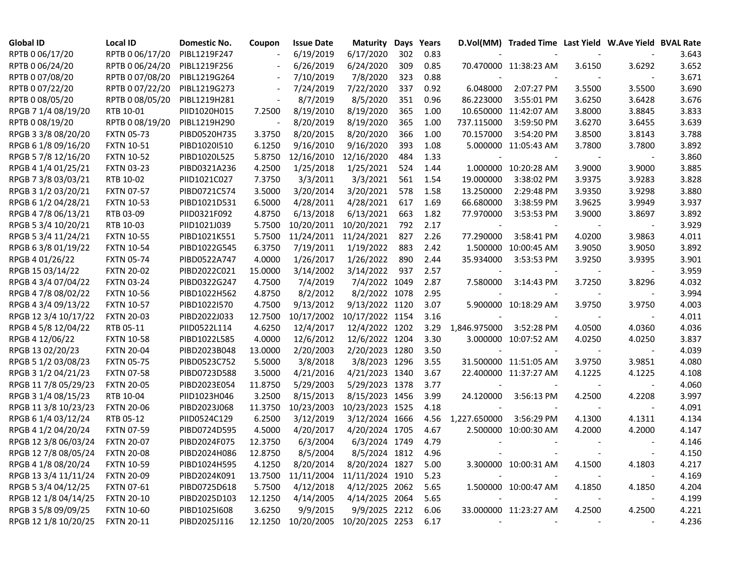| Global ID | Local ID | Domestic No. | Coupon | Issue Date | Maturity | Days | Years | D.Vol(MM) | Traded Time | Last Yield | W.Ave Yield | BVAL Rate |
|---|---|---|---|---|---|---|---|---|---|---|---|---|
| RPTB 0 06/17/20 | RPTB 0 06/17/20 | PIBL1219F247 | - | 6/19/2019 | 6/17/2020 | 302 | 0.83 | - | - | - | - | 3.643 |
| RPTB 0 06/24/20 | RPTB 0 06/24/20 | PIBL1219F256 | - | 6/26/2019 | 6/24/2020 | 309 | 0.85 | 70.470000 | 11:38:23 AM | 3.6150 | 3.6292 | 3.652 |
| RPTB 0 07/08/20 | RPTB 0 07/08/20 | PIBL1219G264 | - | 7/10/2019 | 7/8/2020 | 323 | 0.88 | - | - | - | - | 3.671 |
| RPTB 0 07/22/20 | RPTB 0 07/22/20 | PIBL1219G273 | - | 7/24/2019 | 7/22/2020 | 337 | 0.92 | 6.048000 | 2:07:27 PM | 3.5500 | 3.5500 | 3.690 |
| RPTB 0 08/05/20 | RPTB 0 08/05/20 | PIBL1219H281 | - | 8/7/2019 | 8/5/2020 | 351 | 0.96 | 86.223000 | 3:55:01 PM | 3.6250 | 3.6428 | 3.676 |
| RPGB 7 1/4 08/19/20 | RTB 10-01 | PIID1020H015 | 7.2500 | 8/19/2010 | 8/19/2020 | 365 | 1.00 | 10.650000 | 11:42:07 AM | 3.8000 | 3.8845 | 3.833 |
| RPTB 0 08/19/20 | RPTB 0 08/19/20 | PIBL1219H290 | - | 8/20/2019 | 8/19/2020 | 365 | 1.00 | 737.115000 | 3:59:50 PM | 3.6270 | 3.6455 | 3.639 |
| RPGB 3 3/8 08/20/20 | FXTN 05-73 | PIBD0520H735 | 3.3750 | 8/20/2015 | 8/20/2020 | 366 | 1.00 | 70.157000 | 3:54:20 PM | 3.8500 | 3.8143 | 3.788 |
| RPGB 6 1/8 09/16/20 | FXTN 10-51 | PIBD1020I510 | 6.1250 | 9/16/2010 | 9/16/2020 | 393 | 1.08 | 5.000000 | 11:05:43 AM | 3.7800 | 3.7800 | 3.892 |
| RPGB 5 7/8 12/16/20 | FXTN 10-52 | PIBD1020L525 | 5.8750 | 12/16/2010 | 12/16/2020 | 484 | 1.33 | - | - | - | - | 3.860 |
| RPGB 4 1/4 01/25/21 | FXTN 03-23 | PIBD0321A236 | 4.2500 | 1/25/2018 | 1/25/2021 | 524 | 1.44 | 1.000000 | 10:20:28 AM | 3.9000 | 3.9000 | 3.885 |
| RPGB 7 3/8 03/03/21 | RTB 10-02 | PIID1021C027 | 7.3750 | 3/3/2011 | 3/3/2021 | 561 | 1.54 | 19.000000 | 3:38:02 PM | 3.9375 | 3.9283 | 3.828 |
| RPGB 3 1/2 03/20/21 | FXTN 07-57 | PIBD0721C574 | 3.5000 | 3/20/2014 | 3/20/2021 | 578 | 1.58 | 13.250000 | 2:29:48 PM | 3.9350 | 3.9298 | 3.880 |
| RPGB 6 1/2 04/28/21 | FXTN 10-53 | PIBD1021D531 | 6.5000 | 4/28/2011 | 4/28/2021 | 617 | 1.69 | 66.680000 | 3:38:59 PM | 3.9625 | 3.9949 | 3.937 |
| RPGB 4 7/8 06/13/21 | RTB 03-09 | PIID0321F092 | 4.8750 | 6/13/2018 | 6/13/2021 | 663 | 1.82 | 77.970000 | 3:53:53 PM | 3.9000 | 3.8697 | 3.892 |
| RPGB 5 3/4 10/20/21 | RTB 10-03 | PIID1021J039 | 5.7500 | 10/20/2011 | 10/20/2021 | 792 | 2.17 | - | - | - | - | 3.929 |
| RPGB 5 3/4 11/24/21 | FXTN 10-55 | PIBD1021K551 | 5.7500 | 11/24/2011 | 11/24/2021 | 827 | 2.26 | 77.290000 | 3:58:41 PM | 4.0200 | 3.9863 | 4.011 |
| RPGB 6 3/8 01/19/22 | FXTN 10-54 | PIBD1022G545 | 6.3750 | 7/19/2011 | 1/19/2022 | 883 | 2.42 | 1.500000 | 10:00:45 AM | 3.9050 | 3.9050 | 3.892 |
| RPGB 4 01/26/22 | FXTN 05-74 | PIBD0522A747 | 4.0000 | 1/26/2017 | 1/26/2022 | 890 | 2.44 | 35.934000 | 3:53:53 PM | 3.9250 | 3.9395 | 3.901 |
| RPGB 15 03/14/22 | FXTN 20-02 | PIBD2022C021 | 15.0000 | 3/14/2002 | 3/14/2022 | 937 | 2.57 | - | - | - | - | 3.959 |
| RPGB 4 3/4 07/04/22 | FXTN 03-24 | PIBD0322G247 | 4.7500 | 7/4/2019 | 7/4/2022 | 1049 | 2.87 | 7.580000 | 3:14:43 PM | 3.7250 | 3.8296 | 4.032 |
| RPGB 4 7/8 08/02/22 | FXTN 10-56 | PIBD1022H562 | 4.8750 | 8/2/2012 | 8/2/2022 | 1078 | 2.95 | - | - | - | - | 3.994 |
| RPGB 4 3/4 09/13/22 | FXTN 10-57 | PIBD1022I570 | 4.7500 | 9/13/2012 | 9/13/2022 | 1120 | 3.07 | 5.900000 | 10:18:29 AM | 3.9750 | 3.9750 | 4.003 |
| RPGB 12 3/4 10/17/22 | FXTN 20-03 | PIBD2022J033 | 12.7500 | 10/17/2002 | 10/17/2022 | 1154 | 3.16 | - | - | - | - | 4.011 |
| RPGB 4 5/8 12/04/22 | RTB 05-11 | PIID0522L114 | 4.6250 | 12/4/2017 | 12/4/2022 | 1202 | 3.29 | 1,846.975000 | 3:52:28 PM | 4.0500 | 4.0360 | 4.036 |
| RPGB 4 12/06/22 | FXTN 10-58 | PIBD1022L585 | 4.0000 | 12/6/2012 | 12/6/2022 | 1204 | 3.30 | 3.000000 | 10:07:52 AM | 4.0250 | 4.0250 | 3.837 |
| RPGB 13 02/20/23 | FXTN 20-04 | PIBD2023B048 | 13.0000 | 2/20/2003 | 2/20/2023 | 1280 | 3.50 | - | - | - | - | 4.039 |
| RPGB 5 1/2 03/08/23 | FXTN 05-75 | PIBD0523C752 | 5.5000 | 3/8/2018 | 3/8/2023 | 1296 | 3.55 | 31.500000 | 11:51:05 AM | 3.9750 | 3.9851 | 4.080 |
| RPGB 3 1/2 04/21/23 | FXTN 07-58 | PIBD0723D588 | 3.5000 | 4/21/2016 | 4/21/2023 | 1340 | 3.67 | 22.400000 | 11:37:27 AM | 4.1225 | 4.1225 | 4.108 |
| RPGB 11 7/8 05/29/23 | FXTN 20-05 | PIBD2023E054 | 11.8750 | 5/29/2003 | 5/29/2023 | 1378 | 3.77 | - | - | - | - | 4.060 |
| RPGB 3 1/4 08/15/23 | RTB 10-04 | PIID1023H046 | 3.2500 | 8/15/2013 | 8/15/2023 | 1456 | 3.99 | 24.120000 | 3:56:13 PM | 4.2500 | 4.2208 | 3.997 |
| RPGB 11 3/8 10/23/23 | FXTN 20-06 | PIBD2023J068 | 11.3750 | 10/23/2003 | 10/23/2023 | 1525 | 4.18 | - | - | - | - | 4.091 |
| RPGB 6 1/4 03/12/24 | RTB 05-12 | PIID0524C129 | 6.2500 | 3/12/2019 | 3/12/2024 | 1666 | 4.56 | 1,227.650000 | 3:56:29 PM | 4.1300 | 4.1311 | 4.134 |
| RPGB 4 1/2 04/20/24 | FXTN 07-59 | PIBD0724D595 | 4.5000 | 4/20/2017 | 4/20/2024 | 1705 | 4.67 | 2.500000 | 10:00:30 AM | 4.2000 | 4.2000 | 4.147 |
| RPGB 12 3/8 06/03/24 | FXTN 20-07 | PIBD2024F075 | 12.3750 | 6/3/2004 | 6/3/2024 | 1749 | 4.79 | - | - | - | - | 4.146 |
| RPGB 12 7/8 08/05/24 | FXTN 20-08 | PIBD2024H086 | 12.8750 | 8/5/2004 | 8/5/2024 | 1812 | 4.96 | - | - | - | - | 4.150 |
| RPGB 4 1/8 08/20/24 | FXTN 10-59 | PIBD1024H595 | 4.1250 | 8/20/2014 | 8/20/2024 | 1827 | 5.00 | 3.300000 | 10:00:31 AM | 4.1500 | 4.1803 | 4.217 |
| RPGB 13 3/4 11/11/24 | FXTN 20-09 | PIBD2024K091 | 13.7500 | 11/11/2004 | 11/11/2024 | 1910 | 5.23 | - | - | - | - | 4.169 |
| RPGB 5 3/4 04/12/25 | FXTN 07-61 | PIBD0725D618 | 5.7500 | 4/12/2018 | 4/12/2025 | 2062 | 5.65 | 1.500000 | 10:00:47 AM | 4.1850 | 4.1850 | 4.204 |
| RPGB 12 1/8 04/14/25 | FXTN 20-10 | PIBD2025D103 | 12.1250 | 4/14/2005 | 4/14/2025 | 2064 | 5.65 | - | - | - | - | 4.199 |
| RPGB 3 5/8 09/09/25 | FXTN 10-60 | PIBD1025I608 | 3.6250 | 9/9/2015 | 9/9/2025 | 2212 | 6.06 | 33.000000 | 11:23:27 AM | 4.2500 | 4.2500 | 4.221 |
| RPGB 12 1/8 10/20/25 | FXTN 20-11 | PIBD2025J116 | 12.1250 | 10/20/2005 | 10/20/2025 | 2253 | 6.17 | - | - | - | - | 4.236 |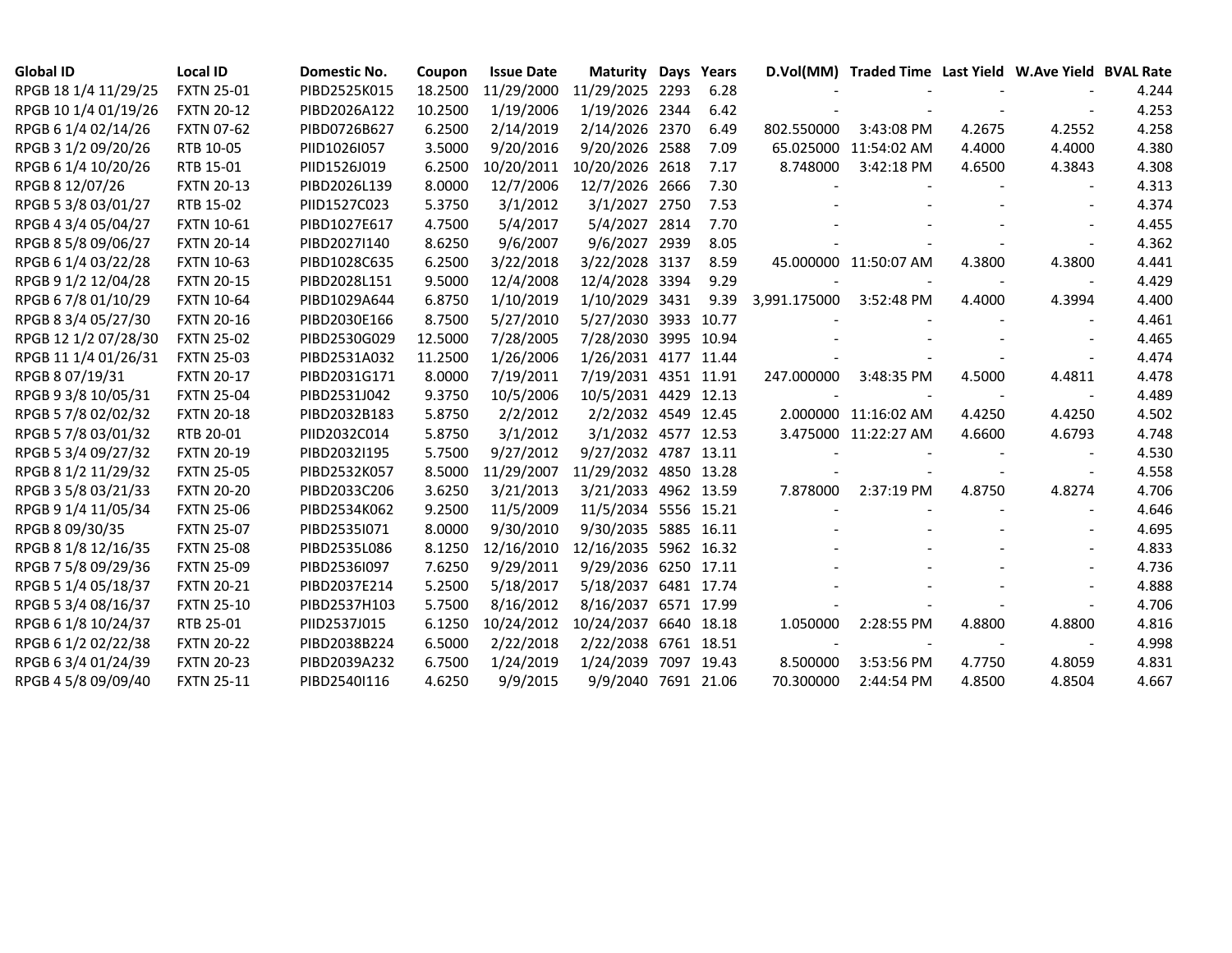| Global ID | Local ID | Domestic No. | Coupon | Issue Date | Maturity | Days | Years | D.Vol(MM) | Traded Time | Last Yield | W.Ave Yield | BVAL Rate |
|---|---|---|---|---|---|---|---|---|---|---|---|---|
| RPGB 18 1/4 11/29/25 | FXTN 25-01 | PIBD2525K015 | 18.2500 | 11/29/2000 | 11/29/2025 | 2293 | 6.28 | - | - | - | - | 4.244 |
| RPGB 10 1/4 01/19/26 | FXTN 20-12 | PIBD2026A122 | 10.2500 | 1/19/2006 | 1/19/2026 | 2344 | 6.42 | - | - | - | - | 4.253 |
| RPGB 6 1/4 02/14/26 | FXTN 07-62 | PIBD0726B627 | 6.2500 | 2/14/2019 | 2/14/2026 | 2370 | 6.49 | 802.550000 | 3:43:08 PM | 4.2675 | 4.2552 | 4.258 |
| RPGB 3 1/2 09/20/26 | RTB 10-05 | PIID1026I057 | 3.5000 | 9/20/2016 | 9/20/2026 | 2588 | 7.09 | 65.025000 | 11:54:02 AM | 4.4000 | 4.4000 | 4.380 |
| RPGB 6 1/4 10/20/26 | RTB 15-01 | PIID1526J019 | 6.2500 | 10/20/2011 | 10/20/2026 | 2618 | 7.17 | 8.748000 | 3:42:18 PM | 4.6500 | 4.3843 | 4.308 |
| RPGB 8 12/07/26 | FXTN 20-13 | PIBD2026L139 | 8.0000 | 12/7/2006 | 12/7/2026 | 2666 | 7.30 | - | - | - | - | 4.313 |
| RPGB 5 3/8 03/01/27 | RTB 15-02 | PIID1527C023 | 5.3750 | 3/1/2012 | 3/1/2027 | 2750 | 7.53 | - | - | - | - | 4.374 |
| RPGB 4 3/4 05/04/27 | FXTN 10-61 | PIBD1027E617 | 4.7500 | 5/4/2017 | 5/4/2027 | 2814 | 7.70 | - | - | - | - | 4.455 |
| RPGB 8 5/8 09/06/27 | FXTN 20-14 | PIBD2027I140 | 8.6250 | 9/6/2007 | 9/6/2027 | 2939 | 8.05 | - | - | - | - | 4.362 |
| RPGB 6 1/4 03/22/28 | FXTN 10-63 | PIBD1028C635 | 6.2500 | 3/22/2018 | 3/22/2028 | 3137 | 8.59 | 45.000000 | 11:50:07 AM | 4.3800 | 4.3800 | 4.441 |
| RPGB 9 1/2 12/04/28 | FXTN 20-15 | PIBD2028L151 | 9.5000 | 12/4/2008 | 12/4/2028 | 3394 | 9.29 | - | - | - | - | 4.429 |
| RPGB 6 7/8 01/10/29 | FXTN 10-64 | PIBD1029A644 | 6.8750 | 1/10/2019 | 1/10/2029 | 3431 | 9.39 | 3,991.175000 | 3:52:48 PM | 4.4000 | 4.3994 | 4.400 |
| RPGB 8 3/4 05/27/30 | FXTN 20-16 | PIBD2030E166 | 8.7500 | 5/27/2010 | 5/27/2030 | 3933 | 10.77 | - | - | - | - | 4.461 |
| RPGB 12 1/2 07/28/30 | FXTN 25-02 | PIBD2530G029 | 12.5000 | 7/28/2005 | 7/28/2030 | 3995 | 10.94 | - | - | - | - | 4.465 |
| RPGB 11 1/4 01/26/31 | FXTN 25-03 | PIBD2531A032 | 11.2500 | 1/26/2006 | 1/26/2031 | 4177 | 11.44 | - | - | - | - | 4.474 |
| RPGB 8 07/19/31 | FXTN 20-17 | PIBD2031G171 | 8.0000 | 7/19/2011 | 7/19/2031 | 4351 | 11.91 | 247.000000 | 3:48:35 PM | 4.5000 | 4.4811 | 4.478 |
| RPGB 9 3/8 10/05/31 | FXTN 25-04 | PIBD2531J042 | 9.3750 | 10/5/2006 | 10/5/2031 | 4429 | 12.13 | - | - | - | - | 4.489 |
| RPGB 5 7/8 02/02/32 | FXTN 20-18 | PIBD2032B183 | 5.8750 | 2/2/2012 | 2/2/2032 | 4549 | 12.45 | 2.000000 | 11:16:02 AM | 4.4250 | 4.4250 | 4.502 |
| RPGB 5 7/8 03/01/32 | RTB 20-01 | PIID2032C014 | 5.8750 | 3/1/2012 | 3/1/2032 | 4577 | 12.53 | 3.475000 | 11:22:27 AM | 4.6600 | 4.6793 | 4.748 |
| RPGB 5 3/4 09/27/32 | FXTN 20-19 | PIBD2032I195 | 5.7500 | 9/27/2012 | 9/27/2032 | 4787 | 13.11 | - | - | - | - | 4.530 |
| RPGB 8 1/2 11/29/32 | FXTN 25-05 | PIBD2532K057 | 8.5000 | 11/29/2007 | 11/29/2032 | 4850 | 13.28 | - | - | - | - | 4.558 |
| RPGB 3 5/8 03/21/33 | FXTN 20-20 | PIBD2033C206 | 3.6250 | 3/21/2013 | 3/21/2033 | 4962 | 13.59 | 7.878000 | 2:37:19 PM | 4.8750 | 4.8274 | 4.706 |
| RPGB 9 1/4 11/05/34 | FXTN 25-06 | PIBD2534K062 | 9.2500 | 11/5/2009 | 11/5/2034 | 5556 | 15.21 | - | - | - | - | 4.646 |
| RPGB 8 09/30/35 | FXTN 25-07 | PIBD2535I071 | 8.0000 | 9/30/2010 | 9/30/2035 | 5885 | 16.11 | - | - | - | - | 4.695 |
| RPGB 8 1/8 12/16/35 | FXTN 25-08 | PIBD2535L086 | 8.1250 | 12/16/2010 | 12/16/2035 | 5962 | 16.32 | - | - | - | - | 4.833 |
| RPGB 7 5/8 09/29/36 | FXTN 25-09 | PIBD2536I097 | 7.6250 | 9/29/2011 | 9/29/2036 | 6250 | 17.11 | - | - | - | - | 4.736 |
| RPGB 5 1/4 05/18/37 | FXTN 20-21 | PIBD2037E214 | 5.2500 | 5/18/2017 | 5/18/2037 | 6481 | 17.74 | - | - | - | - | 4.888 |
| RPGB 5 3/4 08/16/37 | FXTN 25-10 | PIBD2537H103 | 5.7500 | 8/16/2012 | 8/16/2037 | 6571 | 17.99 | - | - | - | - | 4.706 |
| RPGB 6 1/8 10/24/37 | RTB 25-01 | PIID2537J015 | 6.1250 | 10/24/2012 | 10/24/2037 | 6640 | 18.18 | 1.050000 | 2:28:55 PM | 4.8800 | 4.8800 | 4.816 |
| RPGB 6 1/2 02/22/38 | FXTN 20-22 | PIBD2038B224 | 6.5000 | 2/22/2018 | 2/22/2038 | 6761 | 18.51 | - | - | - | - | 4.998 |
| RPGB 6 3/4 01/24/39 | FXTN 20-23 | PIBD2039A232 | 6.7500 | 1/24/2019 | 1/24/2039 | 7097 | 19.43 | 8.500000 | 3:53:56 PM | 4.7750 | 4.8059 | 4.831 |
| RPGB 4 5/8 09/09/40 | FXTN 25-11 | PIBD2540I116 | 4.6250 | 9/9/2015 | 9/9/2040 | 7691 | 21.06 | 70.300000 | 2:44:54 PM | 4.8500 | 4.8504 | 4.667 |